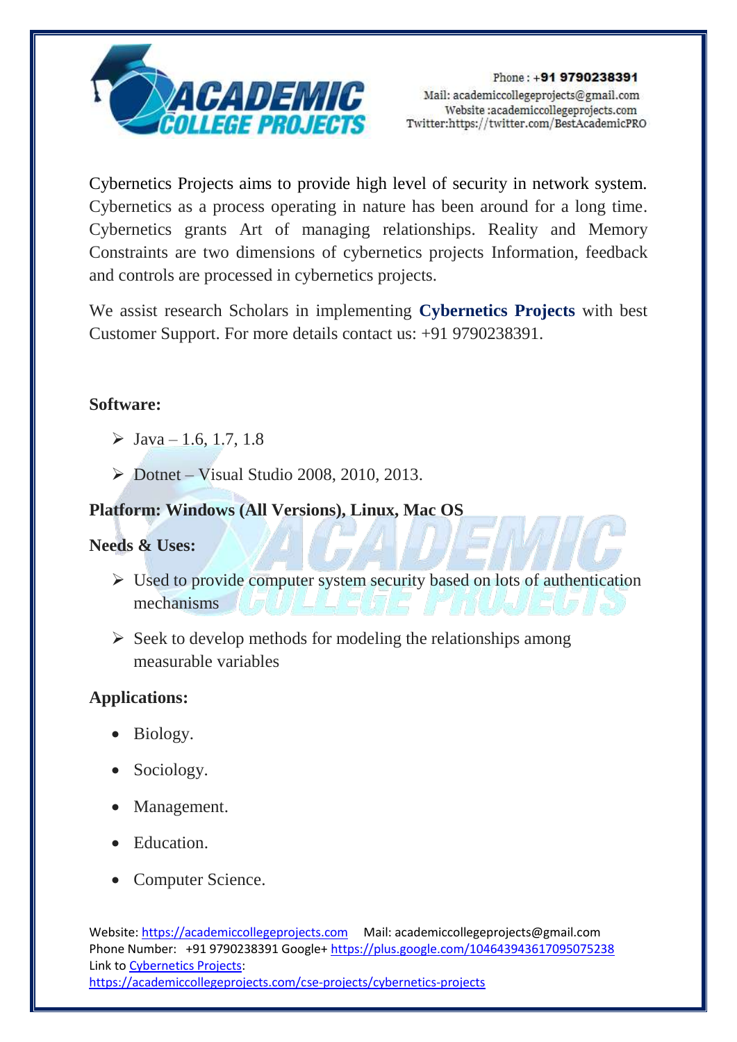Phone : +91 9790238391
Mail: academiccollegeprojects@gmail.com
Website :academiccollegeprojects.com
Twitter:https://twitter.com/BestAcademicPRO

Cybernetics Projects aims to provide high level of security in network system. Cybernetics as a process operating in nature has been around for a long time. Cybernetics grants Art of managing relationships. Reality and Memory Constraints are two dimensions of cybernetics projects Information, feedback and controls are processed in cybernetics projects.

We assist research Scholars in implementing **Cybernetics Projects** with best Customer Support. For more details contact us: +91 9790238391.

**Software:**

- Java – 1.6, 1.7, 1.8
- Dotnet – Visual Studio 2008, 2010, 2013.

**Platform: Windows (All Versions), Linux, Mac OS**

**Needs & Uses:**

- Used to provide computer system security based on lots of authentication mechanisms
- Seek to develop methods for modeling the relationships among measurable variables

**Applications:**

- Biology.
- Sociology.
- Management.
- Education.
- Computer Science.

Website: https://academiccollegeprojects.com Mail: academiccollegeprojects@gmail.com
Phone Number: +91 9790238391 Google+ https://plus.google.com/104643943617095075238
Link to Cybernetics Projects:
https://academiccollegeprojects.com/cse-projects/cybernetics-projects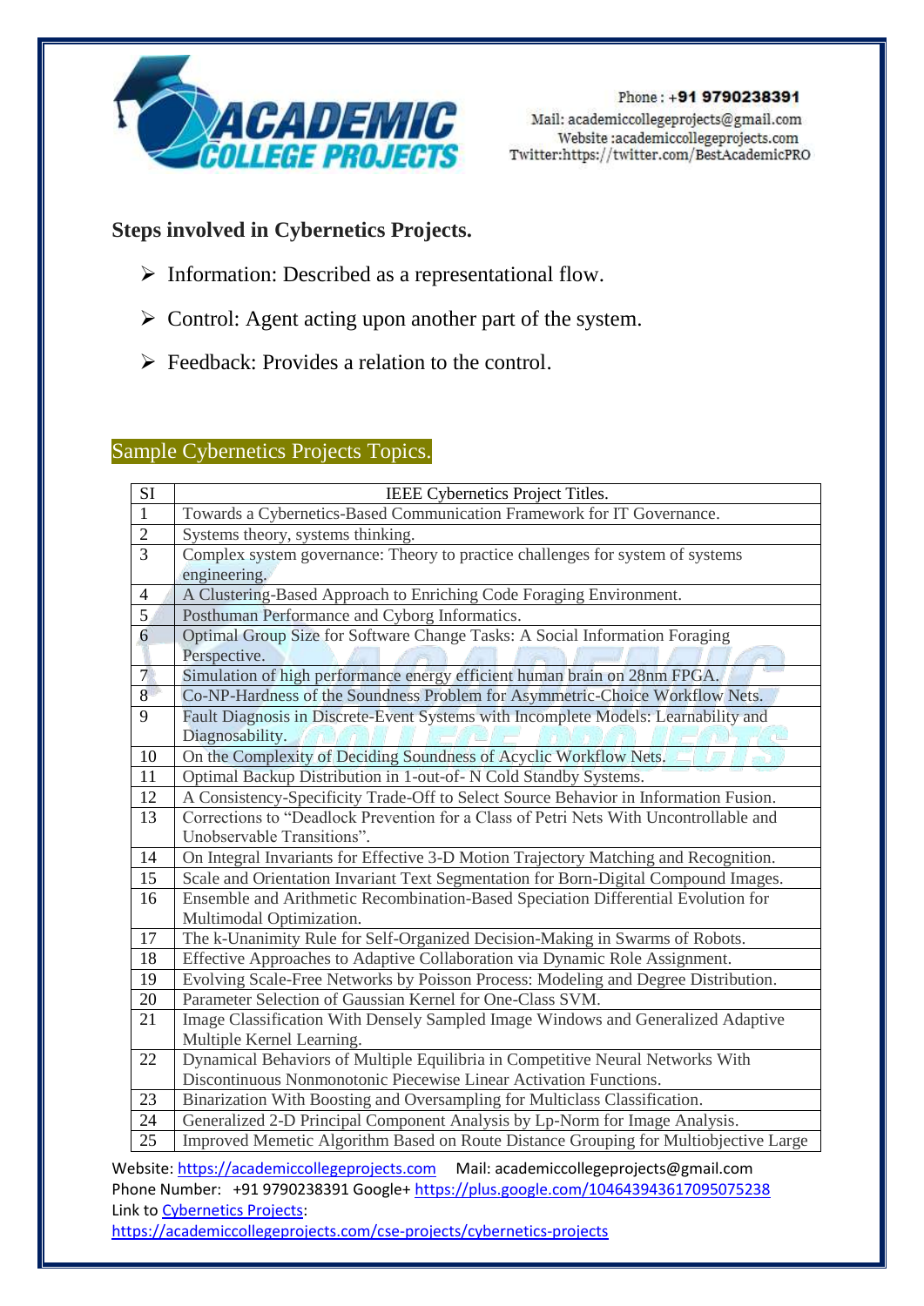**Steps involved in Cybernetics Projects.**

- Information: Described as a representational flow.
- Control: Agent acting upon another part of the system.
- Feedback: Provides a relation to the control.

## Sample Cybernetics Projects Topics.

| SI | IEEE Cybernetics Project Titles. |
|---|---|
| 1 | Towards a Cybernetics-Based Communication Framework for IT Governance. |
| 2 | Systems theory, systems thinking. |
| 3 | Complex system governance: Theory to practice challenges for system of systems engineering. |
| 4 | A Clustering-Based Approach to Enriching Code Foraging Environment. |
| 5 | Posthuman Performance and Cyborg Informatics. |
| 6 | Optimal Group Size for Software Change Tasks: A Social Information Foraging Perspective. |
| 7 | Simulation of high performance energy efficient human brain on 28nm FPGA. |
| 8 | Co-NP-Hardness of the Soundness Problem for Asymmetric-Choice Workflow Nets. |
| 9 | Fault Diagnosis in Discrete-Event Systems with Incomplete Models: Learnability and Diagnosability. |
| 10 | On the Complexity of Deciding Soundness of Acyclic Workflow Nets. |
| 11 | Optimal Backup Distribution in 1-out-of- N Cold Standby Systems. |
| 12 | A Consistency-Specificity Trade-Off to Select Source Behavior in Information Fusion. |
| 13 | Corrections to "Deadlock Prevention for a Class of Petri Nets With Uncontrollable and Unobservable Transitions". |
| 14 | On Integral Invariants for Effective 3-D Motion Trajectory Matching and Recognition. |
| 15 | Scale and Orientation Invariant Text Segmentation for Born-Digital Compound Images. |
| 16 | Ensemble and Arithmetic Recombination-Based Speciation Differential Evolution for Multimodal Optimization. |
| 17 | The k-Unanimity Rule for Self-Organized Decision-Making in Swarms of Robots. |
| 18 | Effective Approaches to Adaptive Collaboration via Dynamic Role Assignment. |
| 19 | Evolving Scale-Free Networks by Poisson Process: Modeling and Degree Distribution. |
| 20 | Parameter Selection of Gaussian Kernel for One-Class SVM. |
| 21 | Image Classification With Densely Sampled Image Windows and Generalized Adaptive Multiple Kernel Learning. |
| 22 | Dynamical Behaviors of Multiple Equilibria in Competitive Neural Networks With Discontinuous Nonmonotonic Piecewise Linear Activation Functions. |
| 23 | Binarization With Boosting and Oversampling for Multiclass Classification. |
| 24 | Generalized 2-D Principal Component Analysis by Lp-Norm for Image Analysis. |
| 25 | Improved Memetic Algorithm Based on Route Distance Grouping for Multiobjective Large |

Website: https://academiccollegeprojects.com Mail: academiccollegeprojects@gmail.com
Phone Number: +91 9790238391 Google+ https://plus.google.com/104643943617095075238
Link to Cybernetics Projects:
https://academiccollegeprojects.com/cse-projects/cybernetics-projects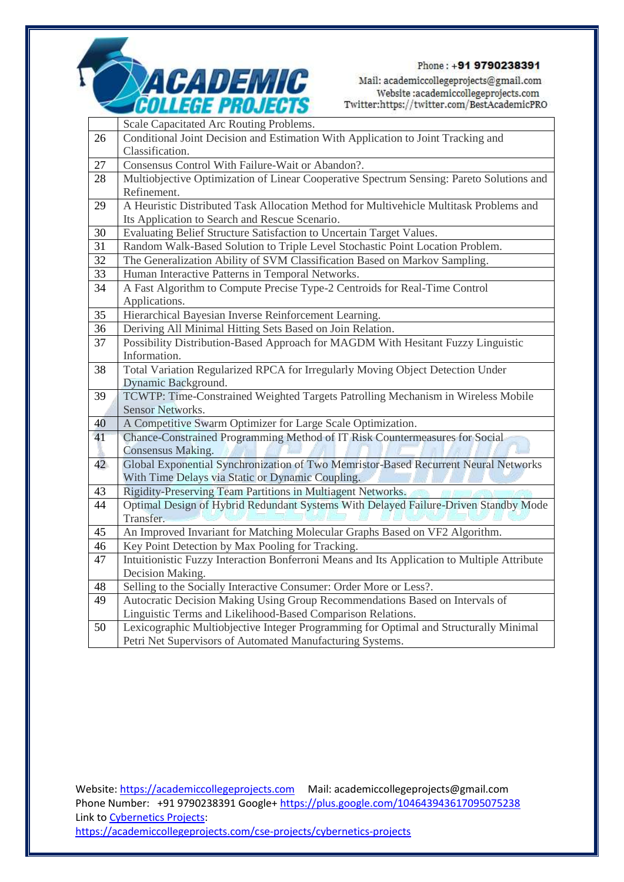| | |
|---|---|
| | Scale Capacitated Arc Routing Problems. |
| 26 | Conditional Joint Decision and Estimation With Application to Joint Tracking and Classification. |
| 27 | Consensus Control With Failure-Wait or Abandon?. |
| 28 | Multiobjective Optimization of Linear Cooperative Spectrum Sensing: Pareto Solutions and Refinement. |
| 29 | A Heuristic Distributed Task Allocation Method for Multivehicle Multitask Problems and Its Application to Search and Rescue Scenario. |
| 30 | Evaluating Belief Structure Satisfaction to Uncertain Target Values. |
| 31 | Random Walk-Based Solution to Triple Level Stochastic Point Location Problem. |
| 32 | The Generalization Ability of SVM Classification Based on Markov Sampling. |
| 33 | Human Interactive Patterns in Temporal Networks. |
| 34 | A Fast Algorithm to Compute Precise Type-2 Centroids for Real-Time Control Applications. |
| 35 | Hierarchical Bayesian Inverse Reinforcement Learning. |
| 36 | Deriving All Minimal Hitting Sets Based on Join Relation. |
| 37 | Possibility Distribution-Based Approach for MAGDM With Hesitant Fuzzy Linguistic Information. |
| 38 | Total Variation Regularized RPCA for Irregularly Moving Object Detection Under Dynamic Background. |
| 39 | TCWTP: Time-Constrained Weighted Targets Patrolling Mechanism in Wireless Mobile Sensor Networks. |
| 40 | A Competitive Swarm Optimizer for Large Scale Optimization. |
| 41 | Chance-Constrained Programming Method of IT Risk Countermeasures for Social Consensus Making. |
| 42 | Global Exponential Synchronization of Two Memristor-Based Recurrent Neural Networks With Time Delays via Static or Dynamic Coupling. |
| 43 | Rigidity-Preserving Team Partitions in Multiagent Networks. |
| 44 | Optimal Design of Hybrid Redundant Systems With Delayed Failure-Driven Standby Mode Transfer. |
| 45 | An Improved Invariant for Matching Molecular Graphs Based on VF2 Algorithm. |
| 46 | Key Point Detection by Max Pooling for Tracking. |
| 47 | Intuitionistic Fuzzy Interaction Bonferroni Means and Its Application to Multiple Attribute Decision Making. |
| 48 | Selling to the Socially Interactive Consumer: Order More or Less?. |
| 49 | Autocratic Decision Making Using Group Recommendations Based on Intervals of Linguistic Terms and Likelihood-Based Comparison Relations. |
| 50 | Lexicographic Multiobjective Integer Programming for Optimal and Structurally Minimal Petri Net Supervisors of Automated Manufacturing Systems. |